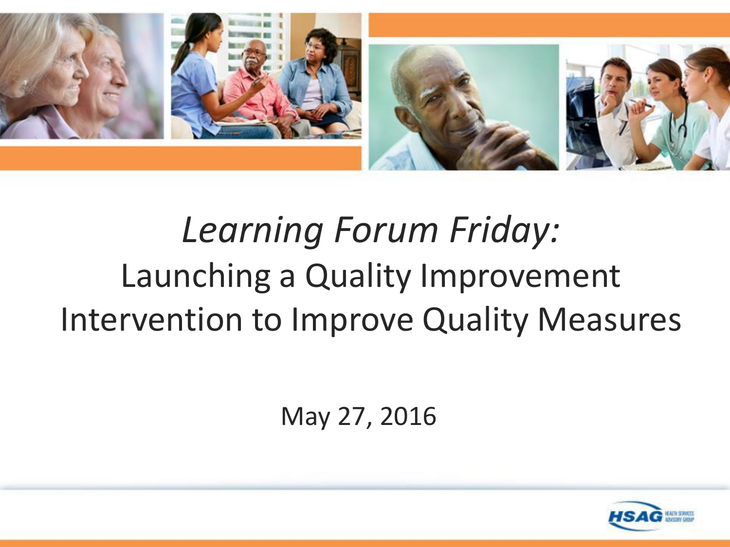# *Learning Forum Friday:* Launching a Quality Improvement Intervention to Improve Quality Measures

May 27, 2016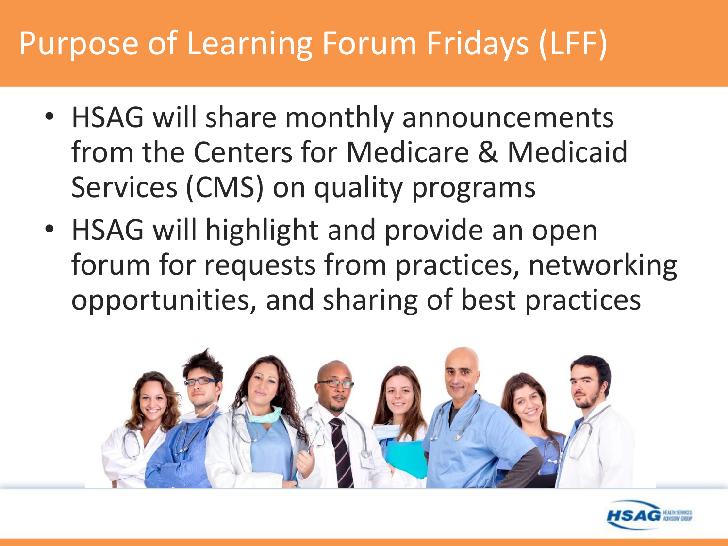# Purpose of Learning Forum Fridays (LFF)

- HSAG will share monthly announcements from the Centers for Medicare & Medicaid Services (CMS) on quality programs
- HSAG will highlight and provide an open forum for requests from practices, networking opportunities, and sharing of best practices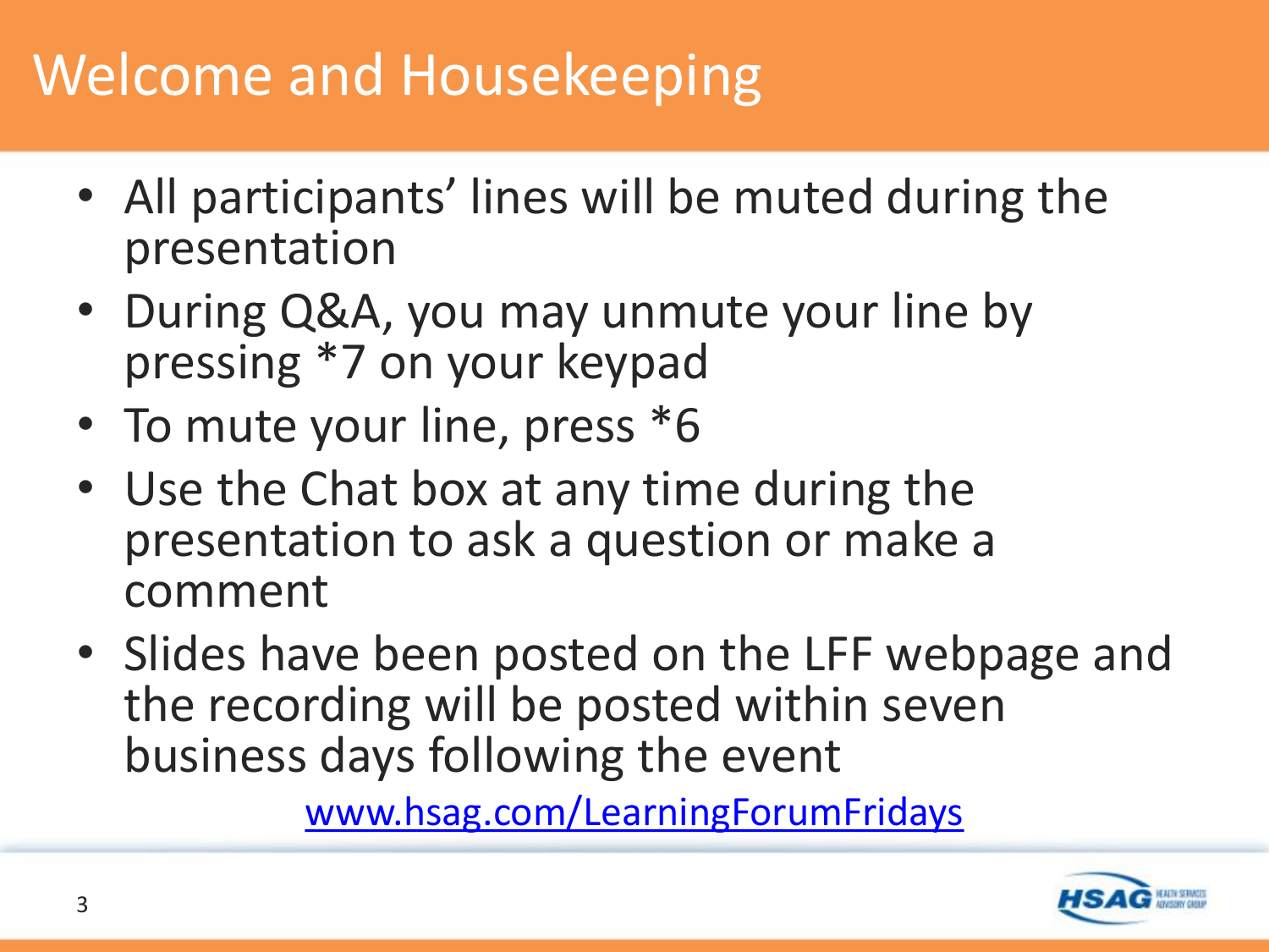# Welcome and Housekeeping

- All participants' lines will be muted during the presentation
- During Q&A, you may unmute your line by pressing *7 on your keypad
- To mute your line, press *6
- Use the Chat box at any time during the presentation to ask a question or make a comment
- Slides have been posted on the LFF webpage and the recording will be posted within seven business days following the event

www.hsag.com/LearningForumFridays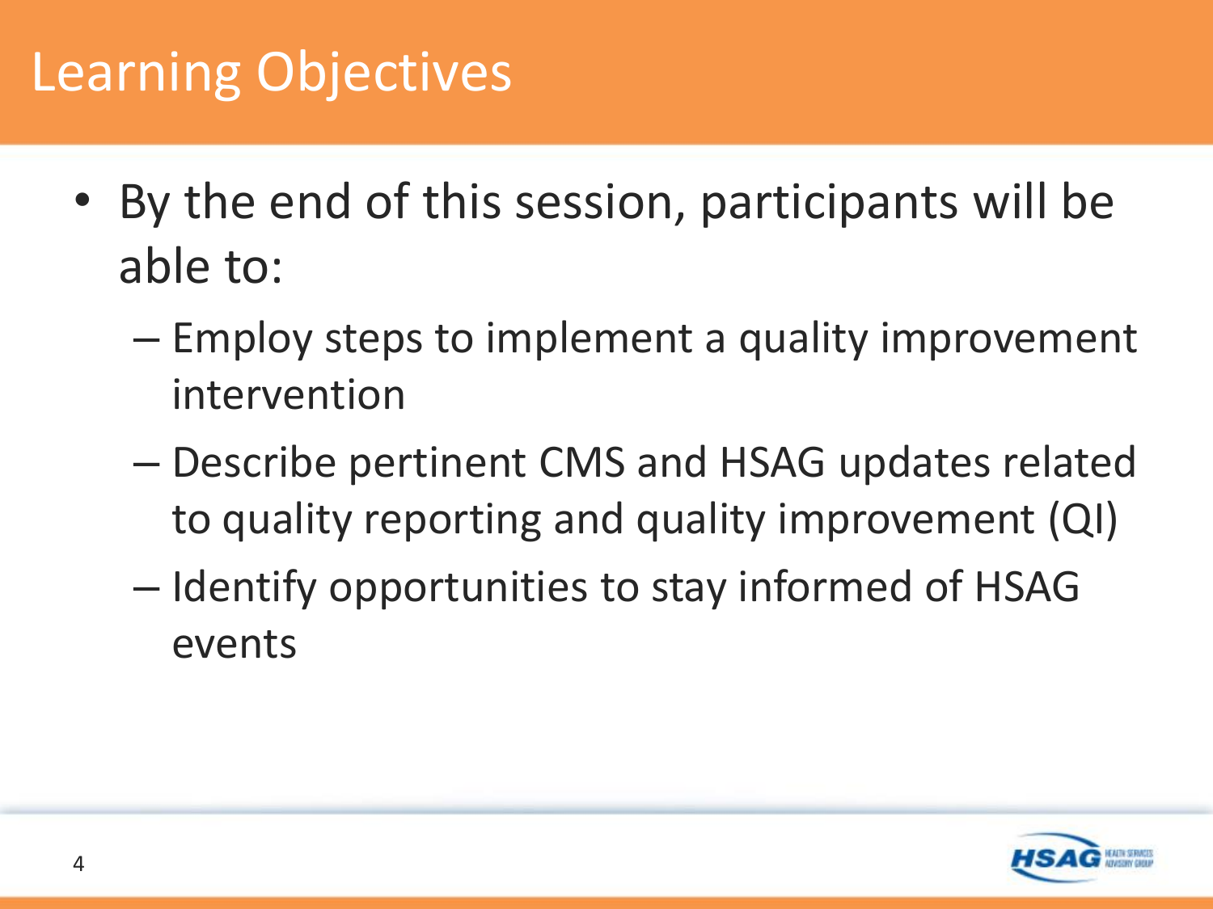# Learning Objectives

- By the end of this session, participants will be able to:
  - Employ steps to implement a quality improvement intervention
  - Describe pertinent CMS and HSAG updates related to quality reporting and quality improvement (QI)
  - Identify opportunities to stay informed of HSAG events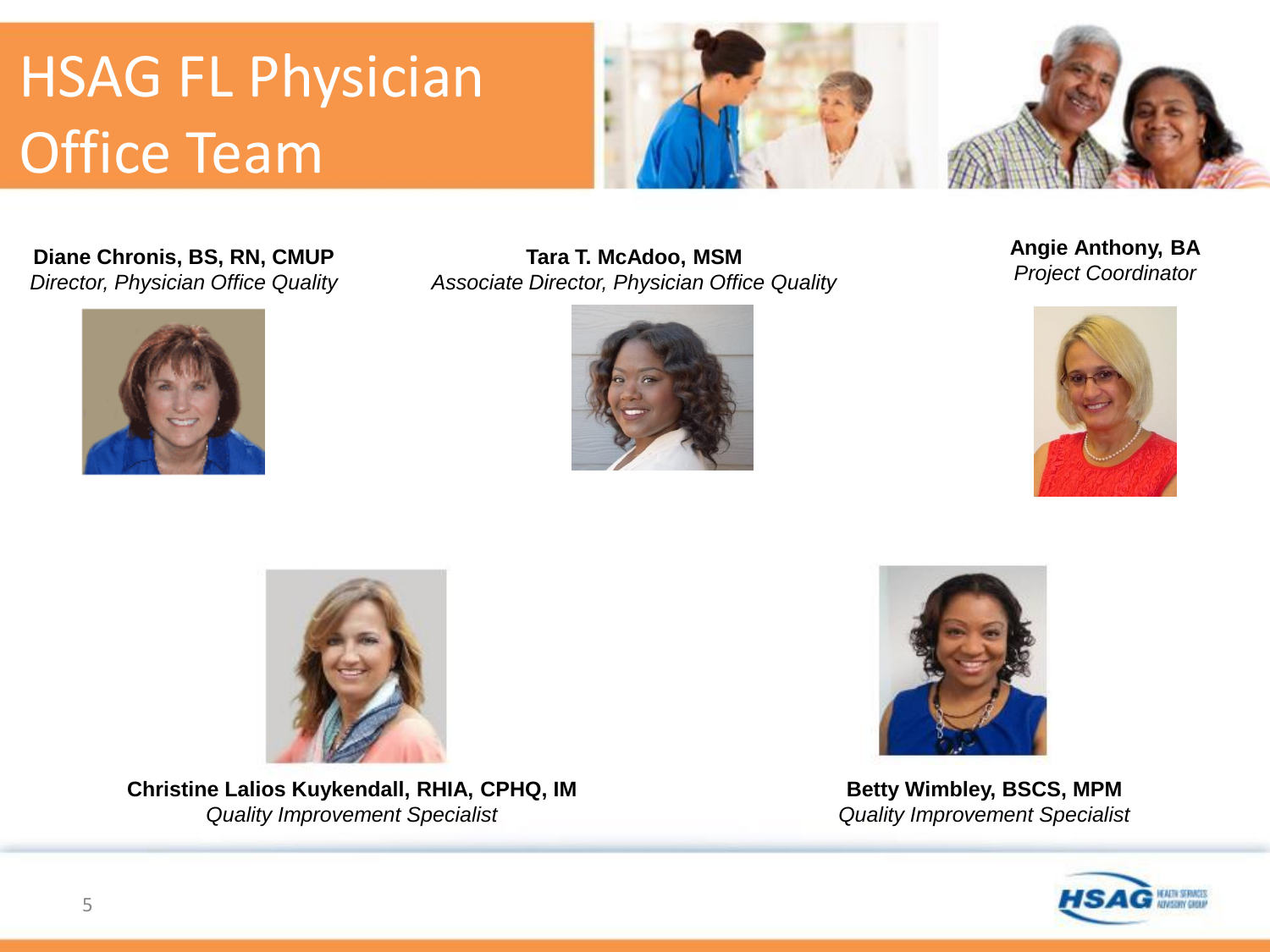# HSAG FL Physician Office Team

**Diane Chronis, BS, RN, CMUP**
*Director, Physician Office Quality*

**Tara T. McAdoo, MSM**
*Associate Director, Physician Office Quality*

**Angie Anthony, BA**
*Project Coordinator*

**Christine Lalios Kuykendall, RHIA, CPHQ, IM**
*Quality Improvement Specialist*

**Betty Wimbley, BSCS, MPM**
*Quality Improvement Specialist*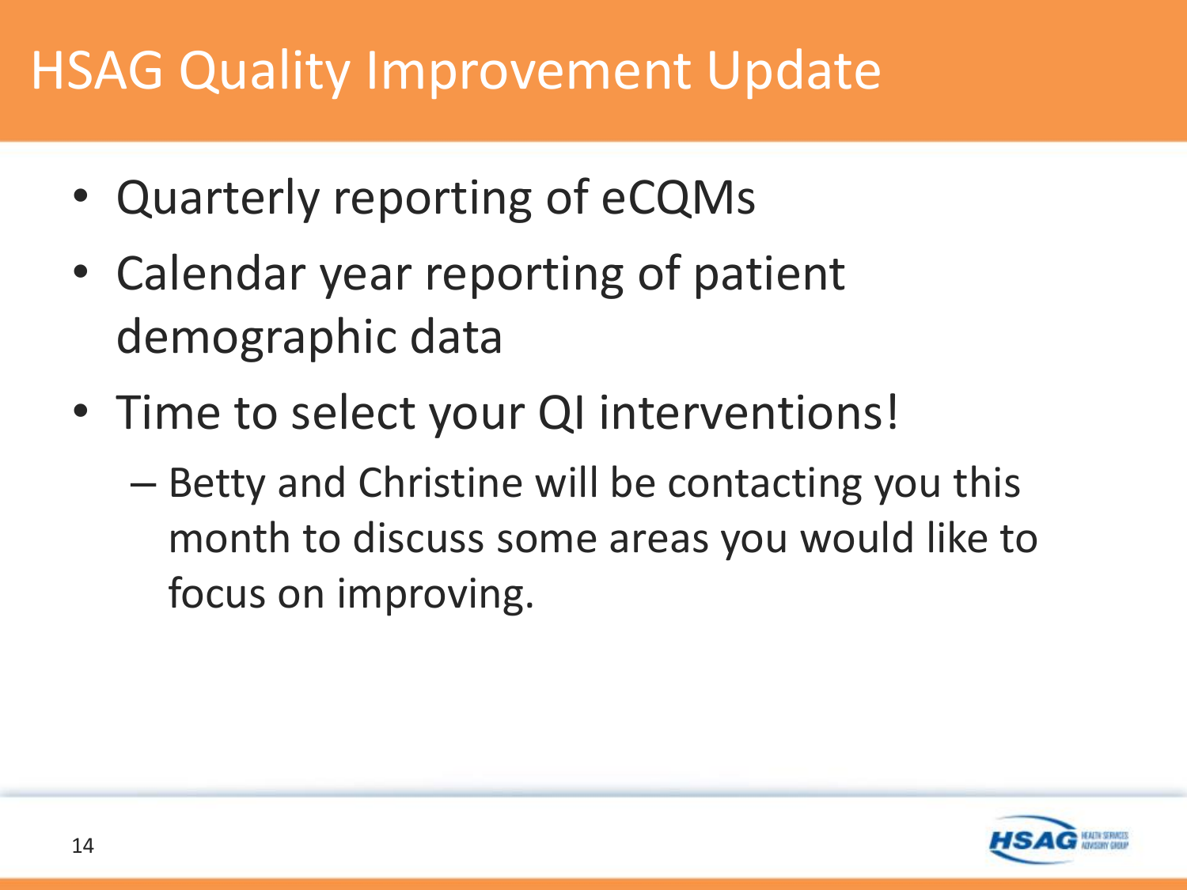# HSAG Quality Improvement Update

- Quarterly reporting of eCQMs
- Calendar year reporting of patient demographic data
- Time to select your QI interventions!
  - Betty and Christine will be contacting you this month to discuss some areas you would like to focus on improving.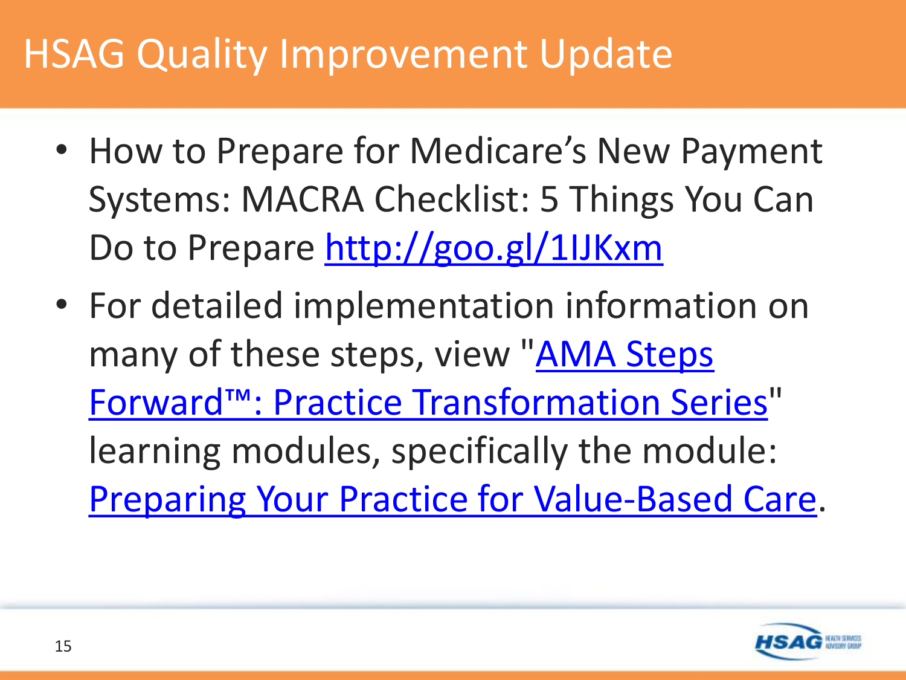# HSAG Quality Improvement Update

- How to Prepare for Medicare's New Payment Systems: MACRA Checklist: 5 Things You Can Do to Prepare http://goo.gl/1IJKxm
- For detailed implementation information on many of these steps, view "AMA Steps Forward™: Practice Transformation Series" learning modules, specifically the module: Preparing Your Practice for Value-Based Care.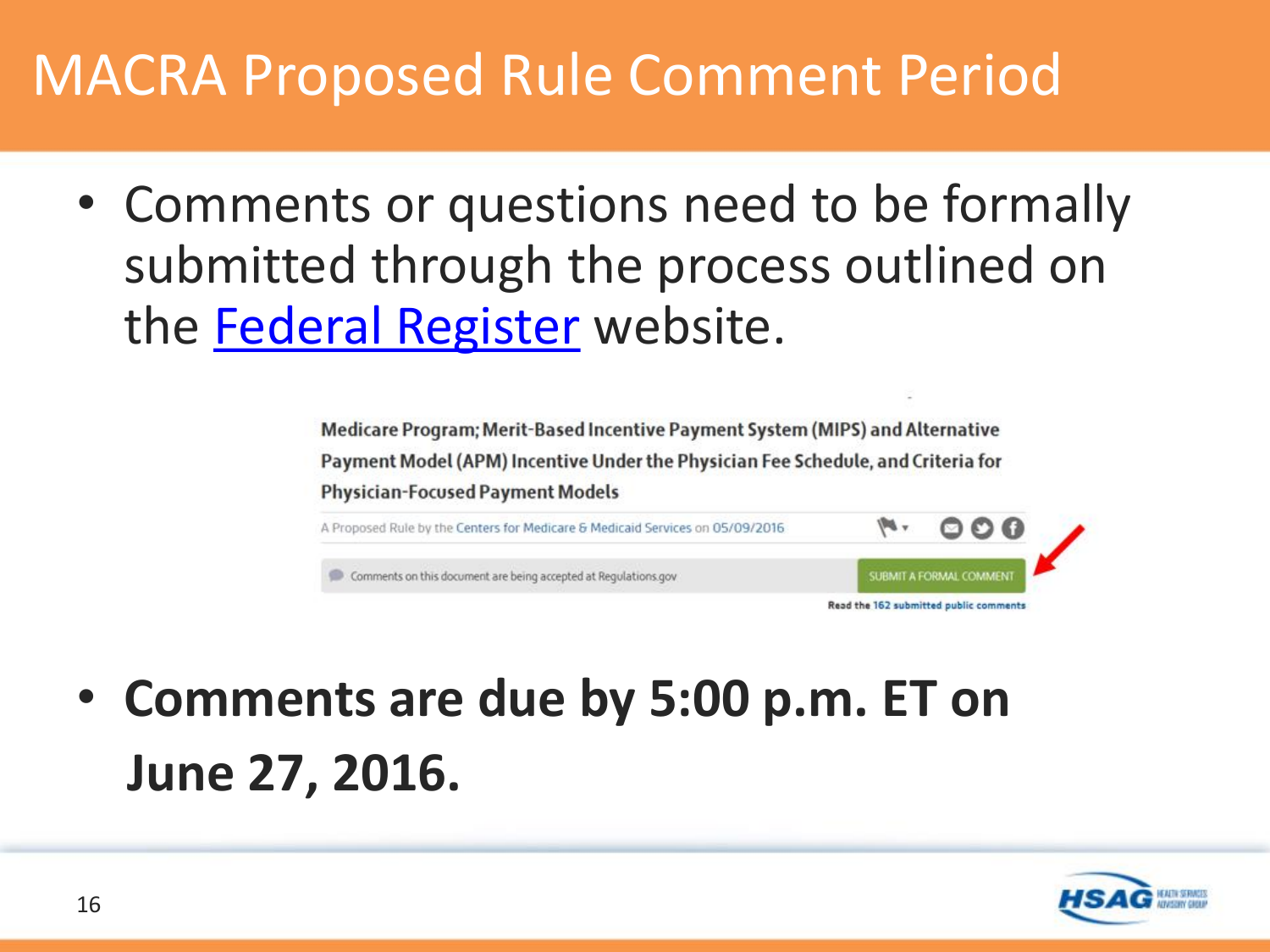# MACRA Proposed Rule Comment Period

- Comments or questions need to be formally submitted through the process outlined on the Federal Register website.

**Medicare Program; Merit-Based Incentive Payment System (MIPS) and Alternative Payment Model (APM) Incentive Under the Physician Fee Schedule, and Criteria for Physician-Focused Payment Models**

A Proposed Rule by the Centers for Medicare & Medicaid Services on 05/09/2016

Comments on this document are being accepted at Regulations.gov

SUBMIT A FORMAL COMMENT

Read the 162 submitted public comments

- **Comments are due by 5:00 p.m. ET on June 27, 2016.**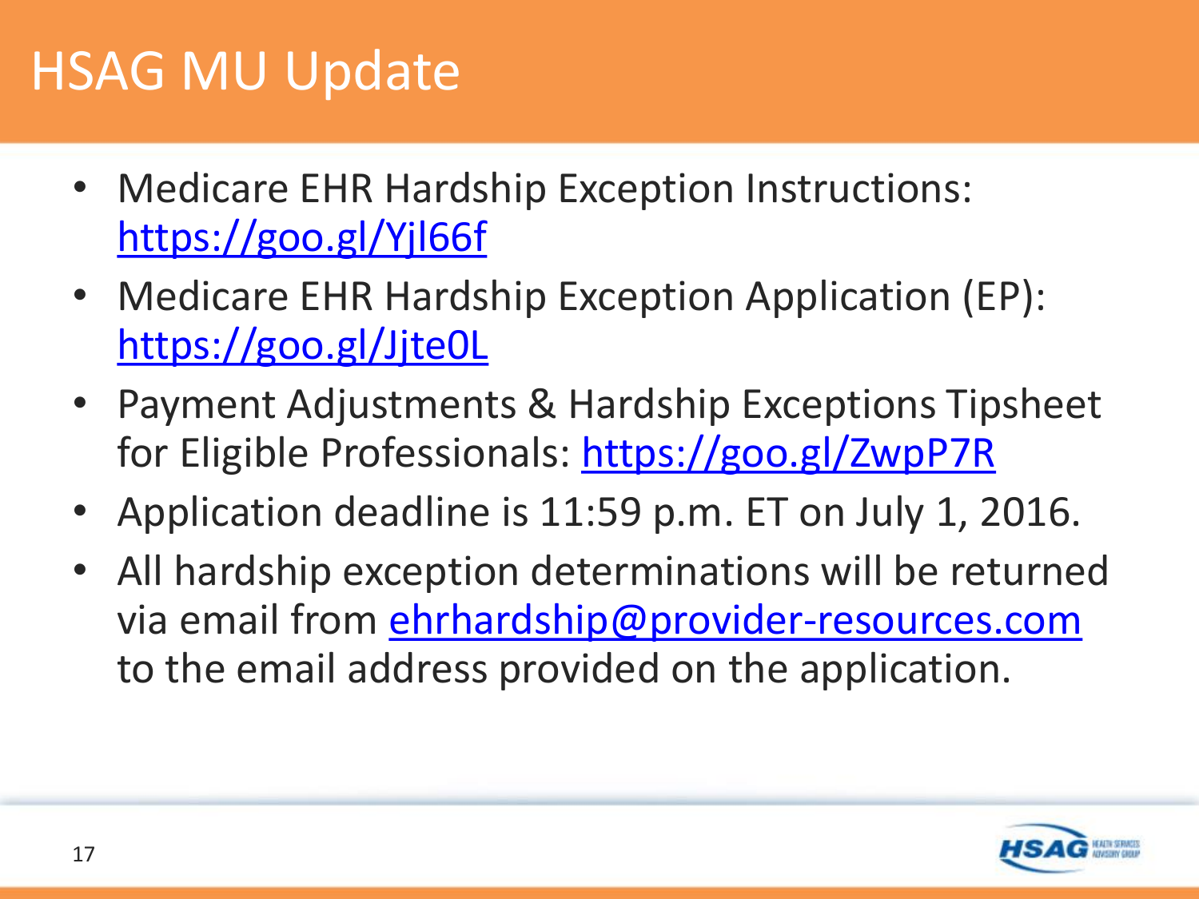# HSAG MU Update

- Medicare EHR Hardship Exception Instructions: https://goo.gl/Yjl66f
- Medicare EHR Hardship Exception Application (EP): https://goo.gl/Jjte0L
- Payment Adjustments & Hardship Exceptions Tipsheet for Eligible Professionals: https://goo.gl/ZwpP7R
- Application deadline is 11:59 p.m. ET on July 1, 2016.
- All hardship exception determinations will be returned via email from ehrhardship@provider-resources.com to the email address provided on the application.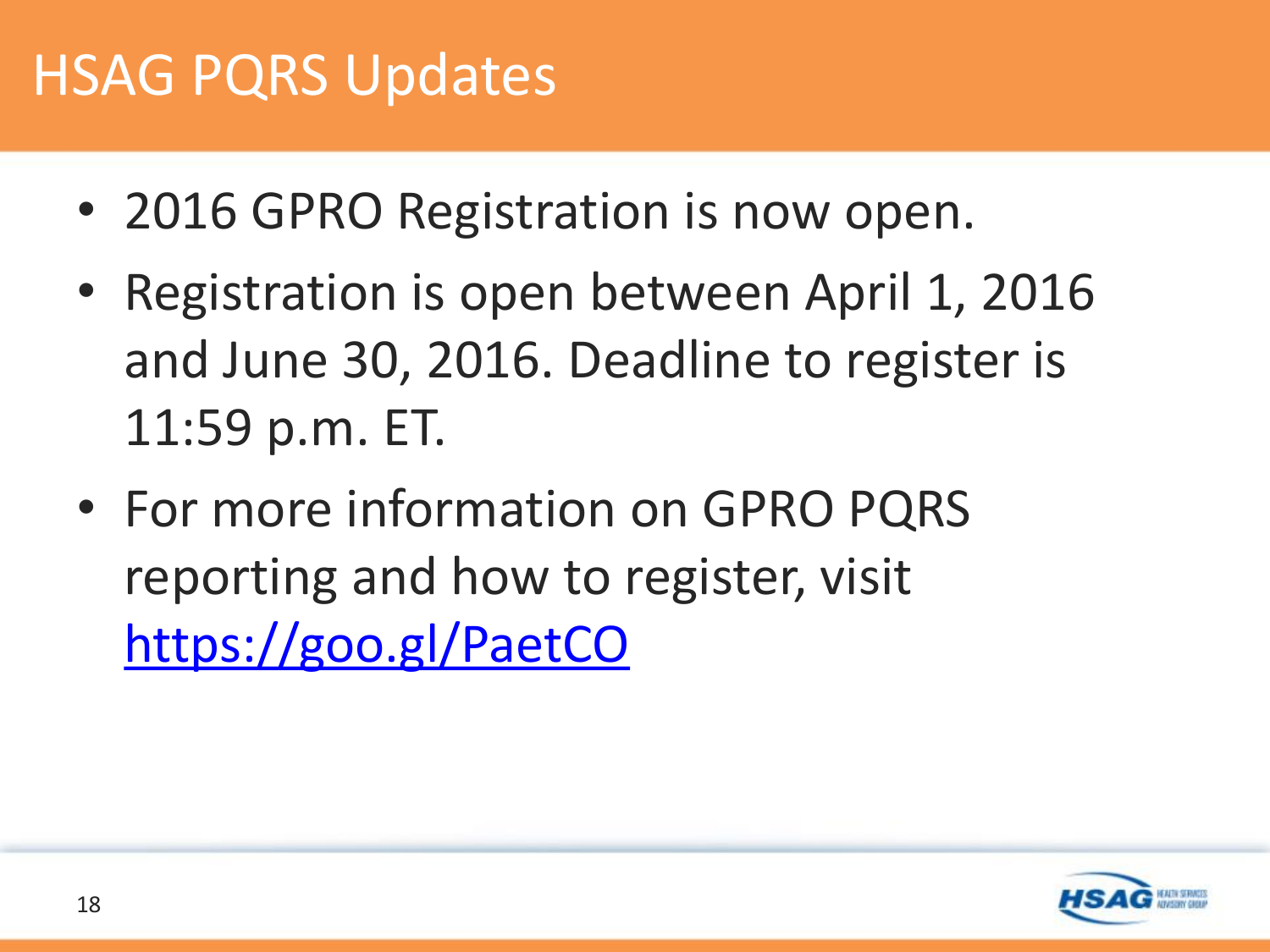# HSAG PQRS Updates

- 2016 GPRO Registration is now open.
- Registration is open between April 1, 2016 and June 30, 2016. Deadline to register is 11:59 p.m. ET.
- For more information on GPRO PQRS reporting and how to register, visit https://goo.gl/PaetCO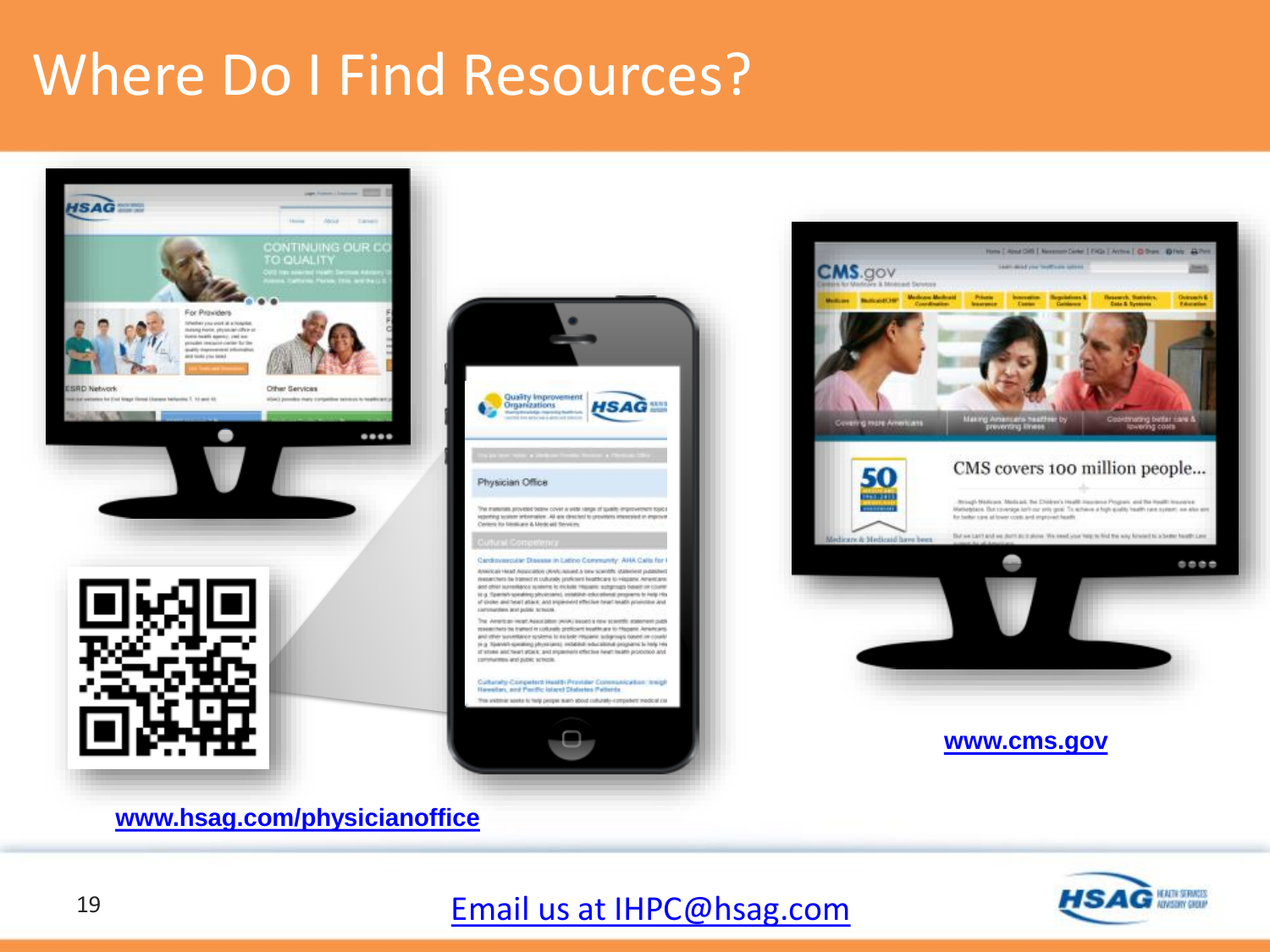# Where Do I Find Resources?

www.hsag.com/physicianoffice

www.cms.gov

Email us at IHPC@hsag.com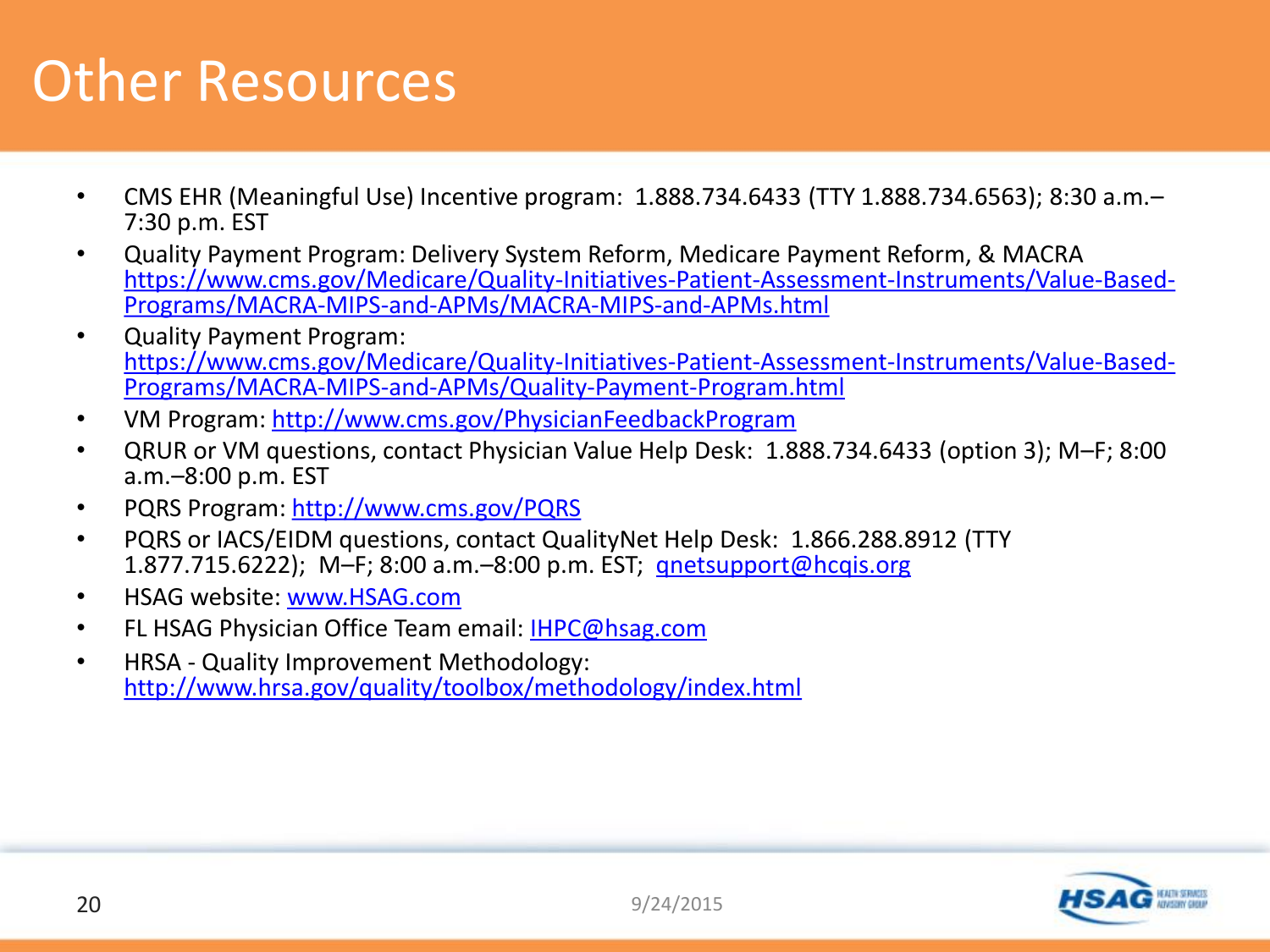# Other Resources

- CMS EHR (Meaningful Use) Incentive program: 1.888.734.6433 (TTY 1.888.734.6563); 8:30 a.m.–7:30 p.m. EST
- Quality Payment Program: Delivery System Reform, Medicare Payment Reform, & MACRA https://www.cms.gov/Medicare/Quality-Initiatives-Patient-Assessment-Instruments/Value-Based-Programs/MACRA-MIPS-and-APMs/MACRA-MIPS-and-APMs.html
- Quality Payment Program: https://www.cms.gov/Medicare/Quality-Initiatives-Patient-Assessment-Instruments/Value-Based-Programs/MACRA-MIPS-and-APMs/Quality-Payment-Program.html
- VM Program: http://www.cms.gov/PhysicianFeedbackProgram
- QRUR or VM questions, contact Physician Value Help Desk: 1.888.734.6433 (option 3); M–F; 8:00 a.m.–8:00 p.m. EST
- PQRS Program: http://www.cms.gov/PQRS
- PQRS or IACS/EIDM questions, contact QualityNet Help Desk: 1.866.288.8912 (TTY 1.877.715.6222); M–F; 8:00 a.m.–8:00 p.m. EST; qnetsupport@hcqis.org
- HSAG website: www.HSAG.com
- FL HSAG Physician Office Team email: IHPC@hsag.com
- HRSA - Quality Improvement Methodology: http://www.hrsa.gov/quality/toolbox/methodology/index.html

9/24/2015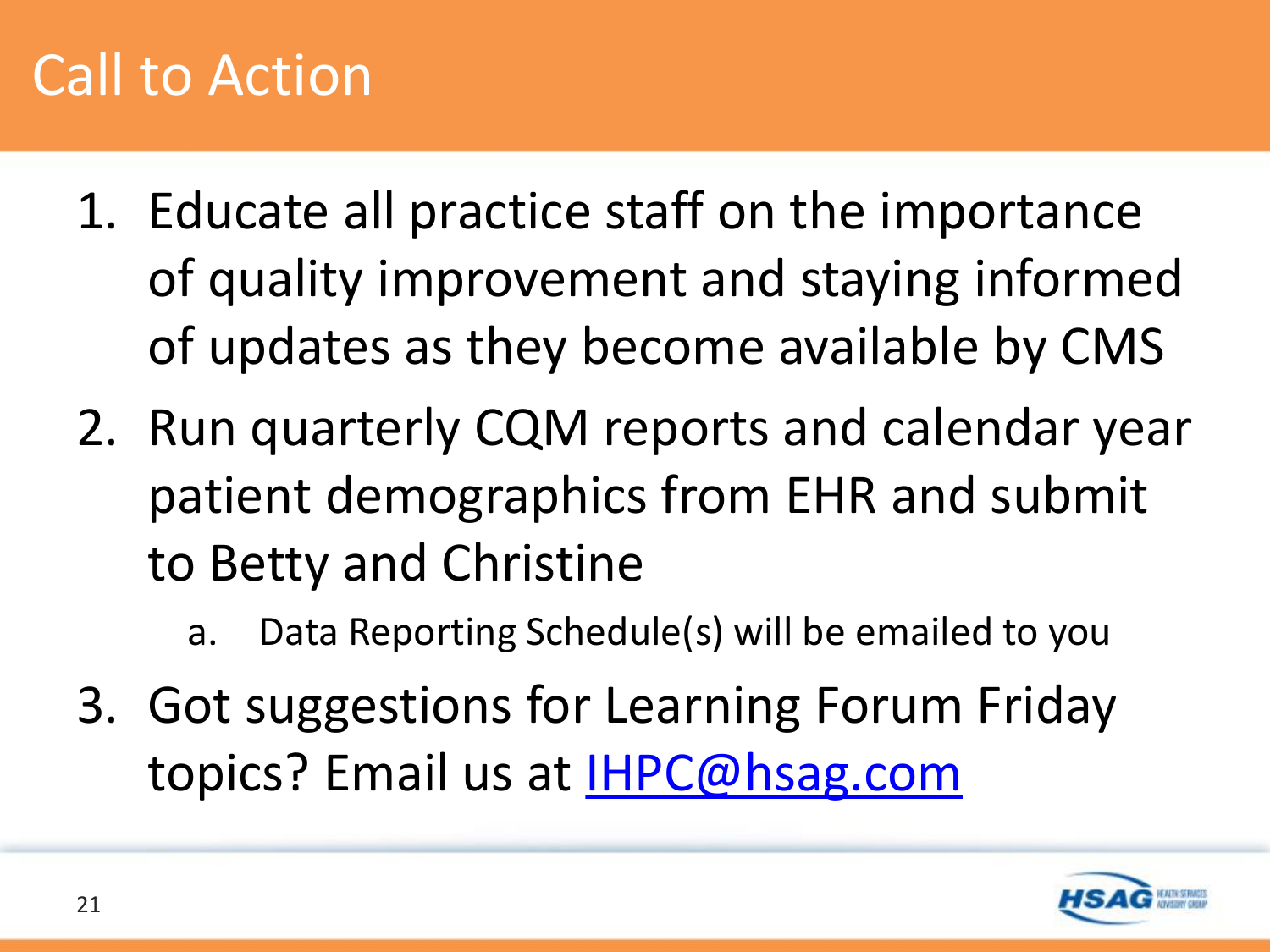# Call to Action

1. Educate all practice staff on the importance of quality improvement and staying informed of updates as they become available by CMS
2. Run quarterly CQM reports and calendar year patient demographics from EHR and submit to Betty and Christine
   a. Data Reporting Schedule(s) will be emailed to you
3. Got suggestions for Learning Forum Friday topics? Email us at IHPC@hsag.com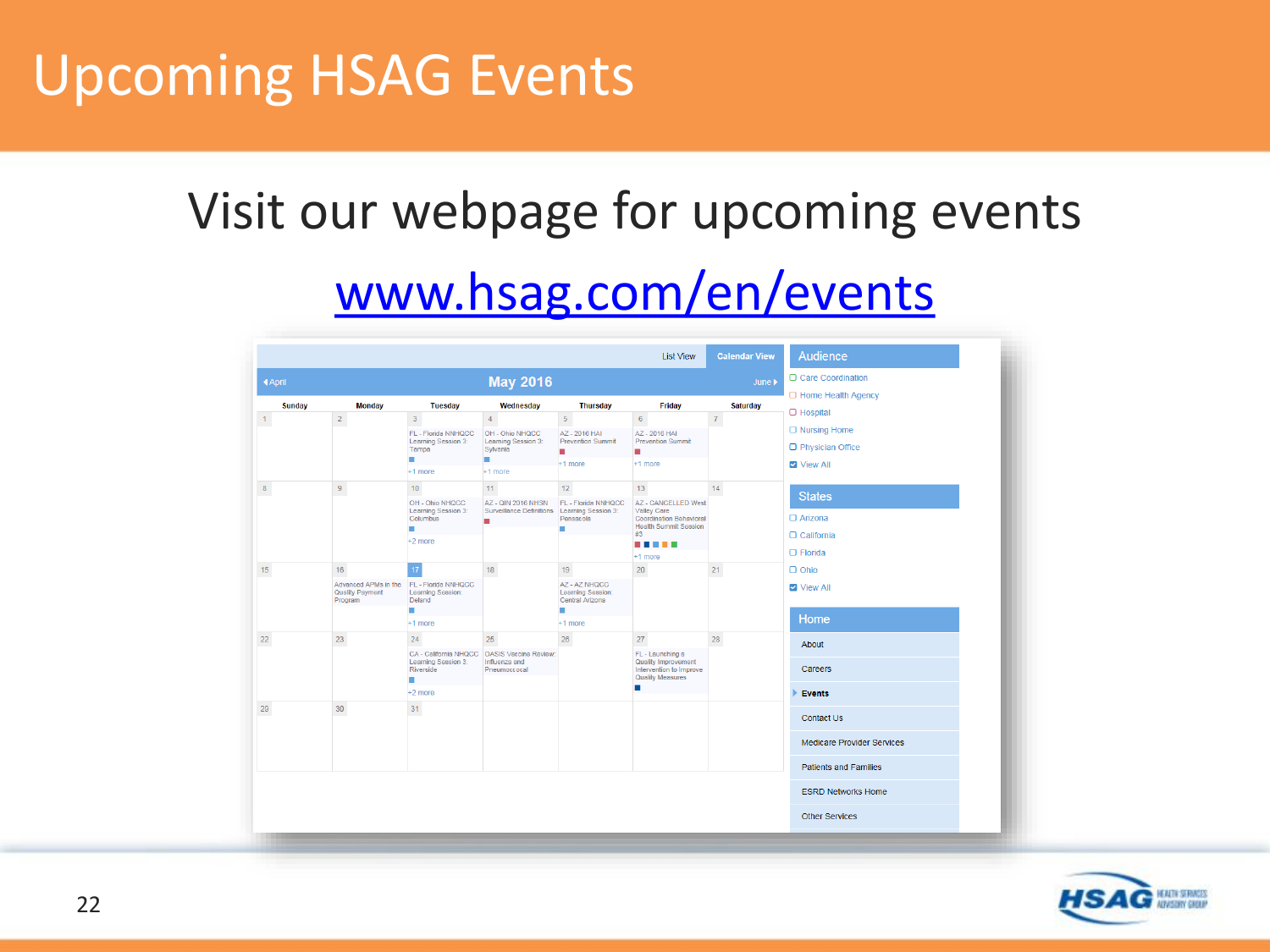# Upcoming HSAG Events

Visit our webpage for upcoming events

[www.hsag.com/en/events](http://www.hsag.com/en/events)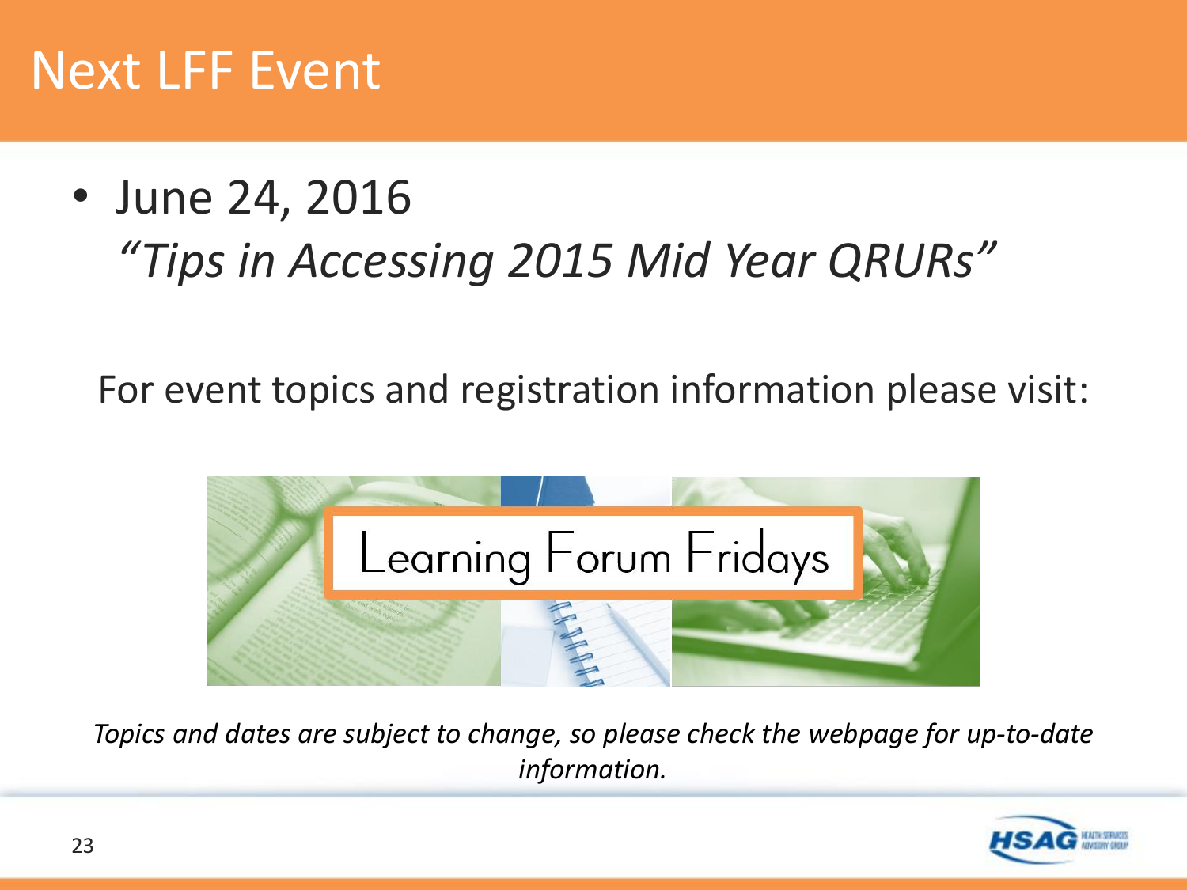# Next LFF Event

- June 24, 2016
  *"Tips in Accessing 2015 Mid Year QRURs"*

For event topics and registration information please visit:

Learning Forum Fridays

*Topics and dates are subject to change, so please check the webpage for up-to-date information.*